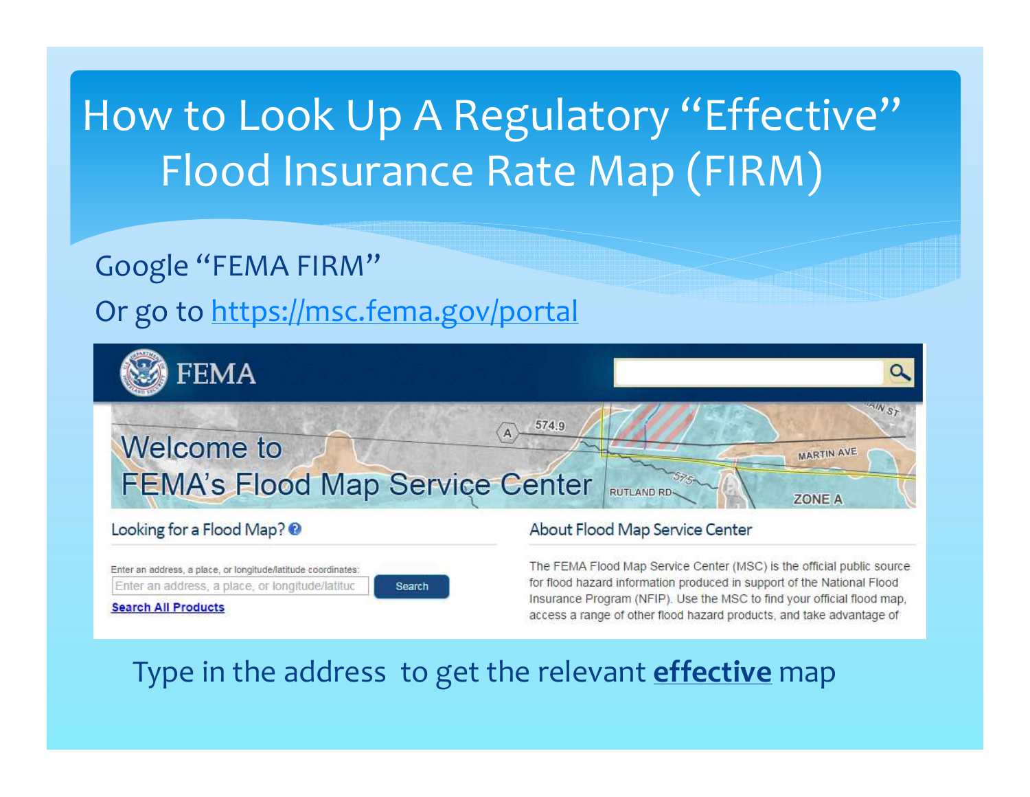# How to Look Up A Regulatory "Effective" Flood Insurance Rate Map (FIRM)

Google "FEMA FIRM"

Or go to https://msc.fema.gov/portal

FEMA

Welcome to FEMA's Flood Map Service Center

## Looking for a Flood Map?

Enter an address, a place, or longitude/latitude coordinates:

Search

Search All Products

## About Flood Map Service Center

The FEMA Flood Map Service Center (MSC) is the official public source for flood hazard information produced in support of the National Flood Insurance Program (NFIP). Use the MSC to find your official flood map, access a range of other flood hazard products, and take advantage of

Type in the address to get the relevant **effective** map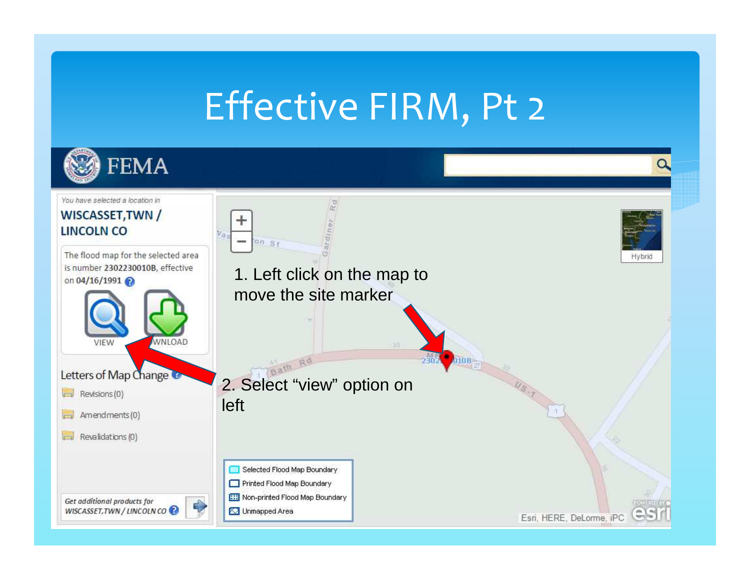# Effective FIRM, Pt 2

You have selected a location in

**WISCASSET,TWN / LINCOLN CO**

The flood map for the selected area is number **2302230010B**, effective on **04/16/1991**

VIEW DOWNLOAD

Letters of Map Change

- Revisions (0)
- Amendments (0)
- Revalidations (0)

*Get additional products for WISCASSET,TWN / LINCOLN CO*

1. Left click on the map to move the site marker

2. Select "view" option on left

- Selected Flood Map Boundary
- Printed Flood Map Boundary
- Non-printed Flood Map Boundary
- Unmapped Area

Esri, HERE, DeLorme, iPC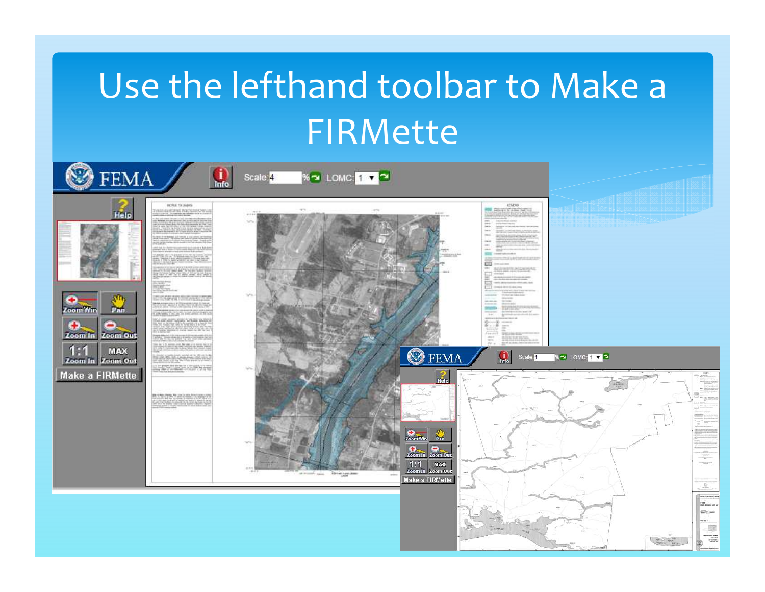# Use the lefthand toolbar to Make a FIRMette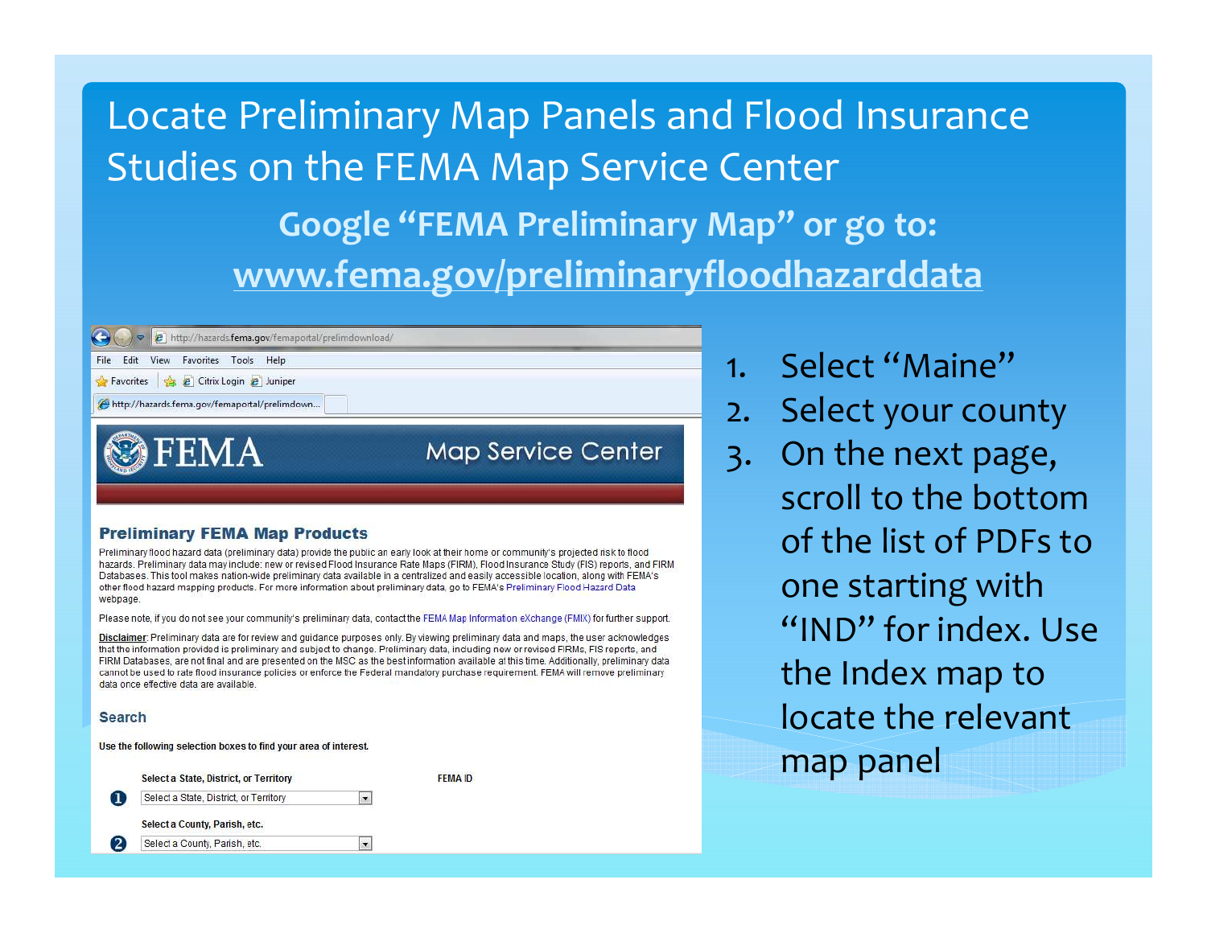# Locate Preliminary Map Panels and Flood Insurance Studies on the FEMA Map Service Center

**Google "FEMA Preliminary Map" or go to:**

**www.fema.gov/preliminaryfloodhazarddata**

http://hazards.fema.gov/femaportal/prelimdownload/

File Edit View Favorites Tools Help

Favorites Citrix Login Juniper

http://hazards.fema.gov/femaportal/prelimdown...

FEMA Map Service Center

## Preliminary FEMA Map Products

Preliminary flood hazard data (preliminary data) provide the public an early look at their home or community's projected risk to flood hazards. Preliminary data may include: new or revised Flood Insurance Rate Maps (FIRM), Flood Insurance Study (FIS) reports, and FIRM Databases. This tool makes nation-wide preliminary data available in a centralized and easily accessible location, along with FEMA's other flood hazard mapping products. For more information about preliminary data, go to FEMA's Preliminary Flood Hazard Data webpage.

Please note, if you do not see your community's preliminary data, contact the FEMA Map Information eXchange (FMIX) for further support.

**Disclaimer**: Preliminary data are for review and guidance purposes only. By viewing preliminary data and maps, the user acknowledges that the information provided is preliminary and subject to change. Preliminary data, including new or revised FIRMs, FIS reports, and FIRM Databases, are not final and are presented on the MSC as the best information available at this time. Additionally, preliminary data cannot be used to rate flood insurance policies or enforce the Federal mandatory purchase requirement. FEMA will remove preliminary data once effective data are available.

### Search

**Use the following selection boxes to find your area of interest.**

**Select a State, District, or Territory** **FEMA ID**

1. Select a State, District, or Territory

**Select a County, Parish, etc.**

2. Select a County, Parish, etc.

---

1. Select "Maine"
2. Select your county
3. On the next page, scroll to the bottom of the list of PDFs to one starting with "IND" for index. Use the Index map to locate the relevant map panel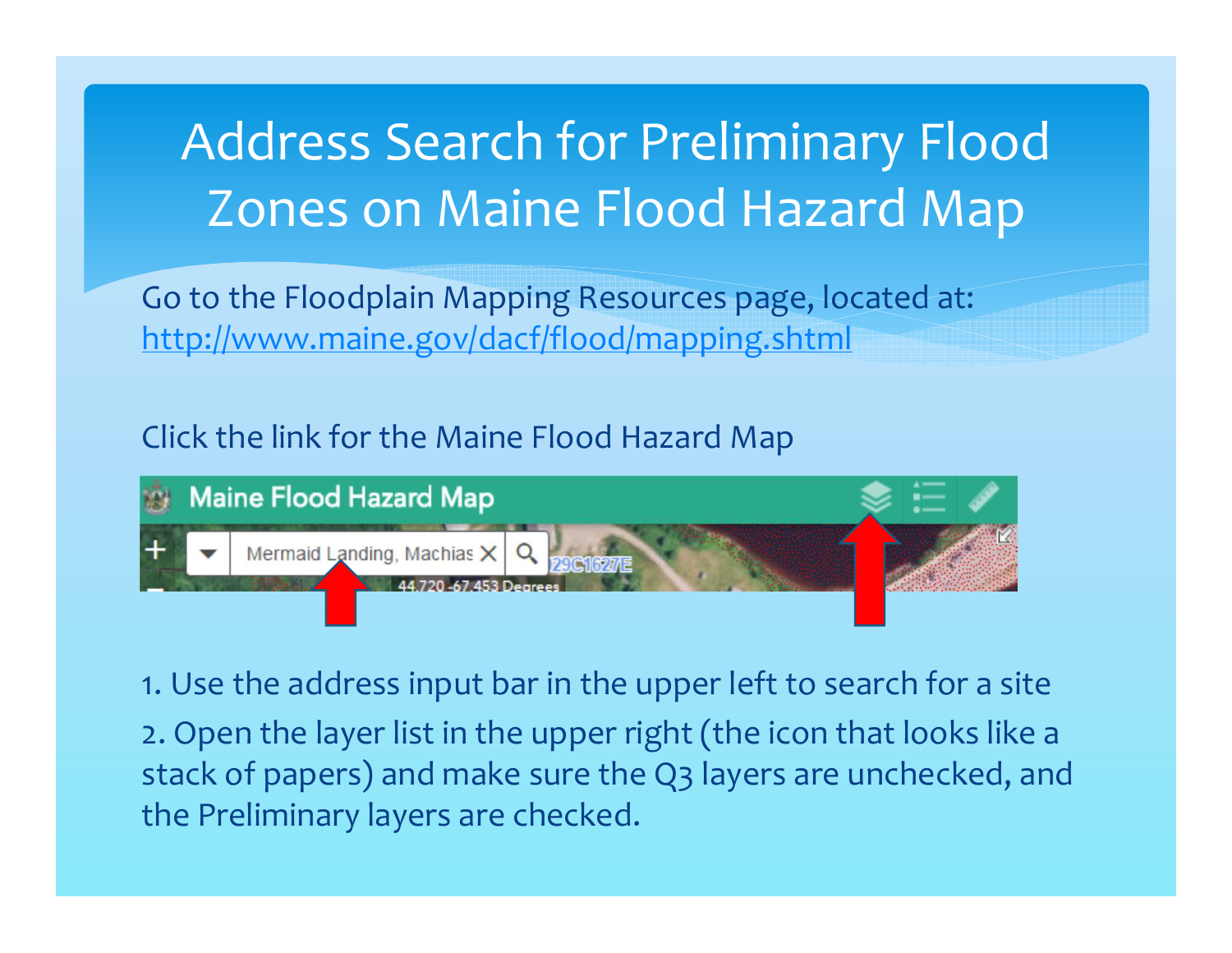# Address Search for Preliminary Flood Zones on Maine Flood Hazard Map

Go to the Floodplain Mapping Resources page, located at: http://www.maine.gov/dacf/flood/mapping.shtml

Click the link for the Maine Flood Hazard Map

1. Use the address input bar in the upper left to search for a site
2. Open the layer list in the upper right (the icon that looks like a stack of papers) and make sure the Q3 layers are unchecked, and the Preliminary layers are checked.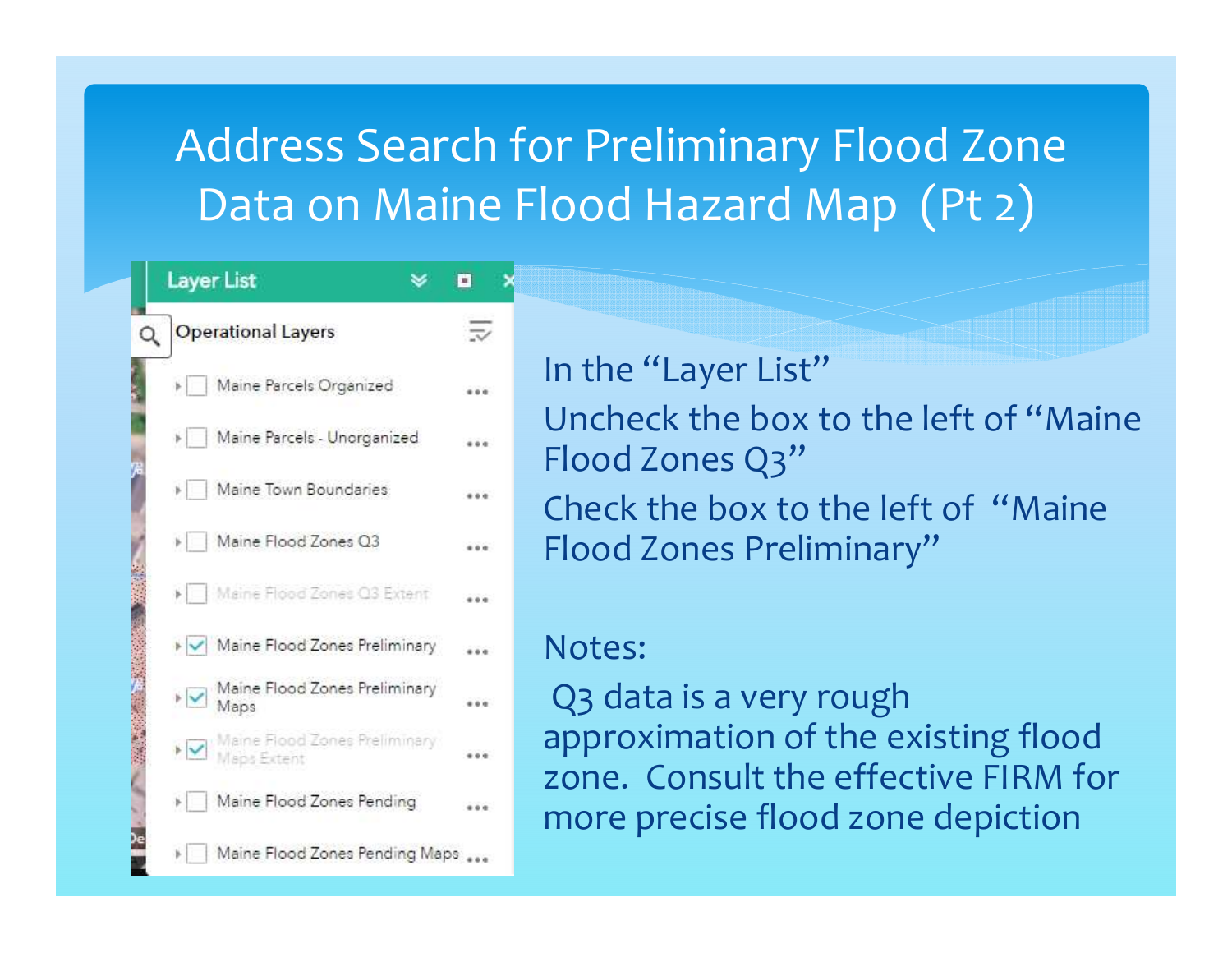# Address Search for Preliminary Flood Zone Data on Maine Flood Hazard Map (Pt 2)

**Layer List**

**Operational Layers**

- [ ] Maine Parcels Organized
- [ ] Maine Parcels - Unorganized
- [ ] Maine Town Boundaries
- [ ] Maine Flood Zones Q3
- [ ] Maine Flood Zones Q3 Extent
- [x] Maine Flood Zones Preliminary
- [x] Maine Flood Zones Preliminary Maps
- [x] Maine Flood Zones Preliminary Maps Extent
- [ ] Maine Flood Zones Pending
- [ ] Maine Flood Zones Pending Maps

In the "Layer List"

Uncheck the box to the left of "Maine Flood Zones Q3"

Check the box to the left of "Maine Flood Zones Preliminary"

Notes:

Q3 data is a very rough approximation of the existing flood zone. Consult the effective FIRM for more precise flood zone depiction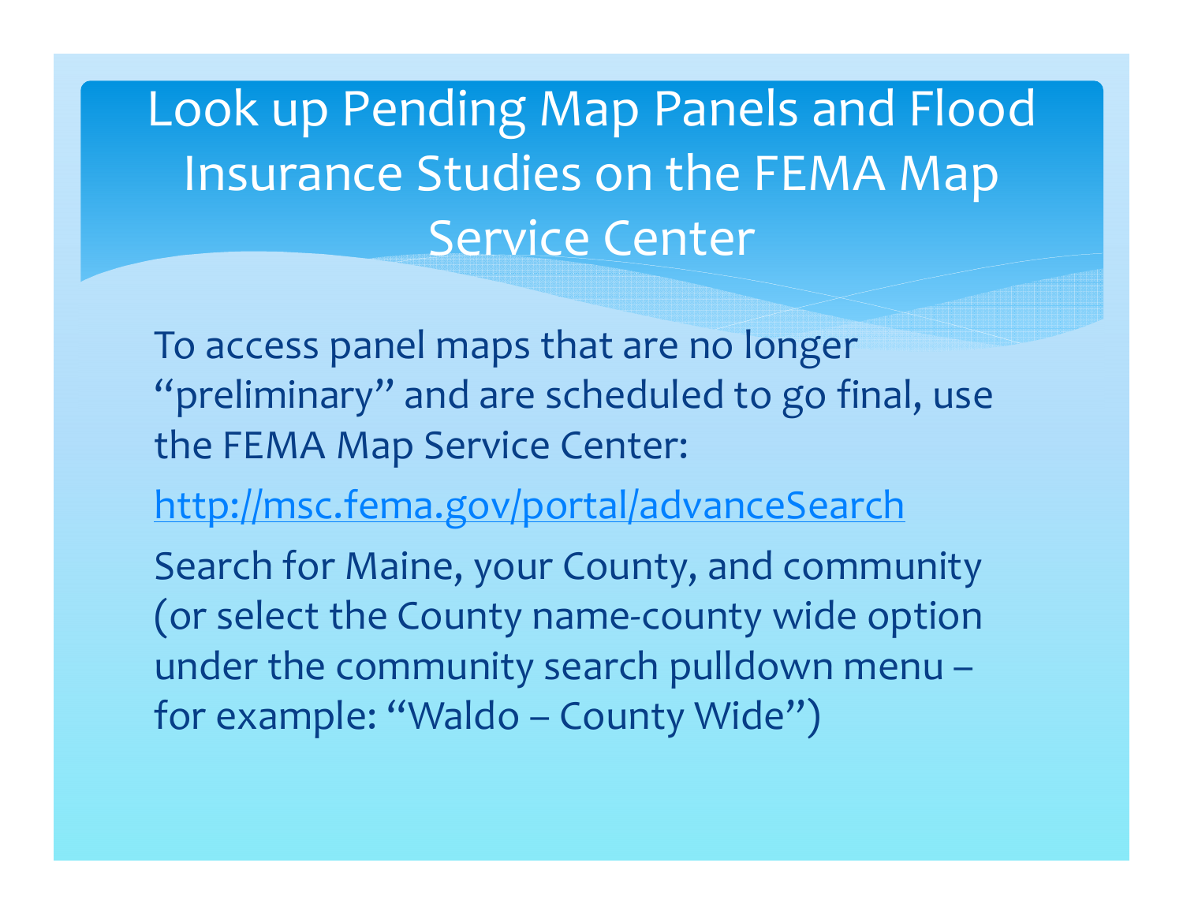# Look up Pending Map Panels and Flood Insurance Studies on the FEMA Map Service Center

To access panel maps that are no longer "preliminary" and are scheduled to go final, use the FEMA Map Service Center:

http://msc.fema.gov/portal/advanceSearch

Search for Maine, your County, and community (or select the County name-county wide option under the community search pulldown menu – for example: "Waldo – County Wide")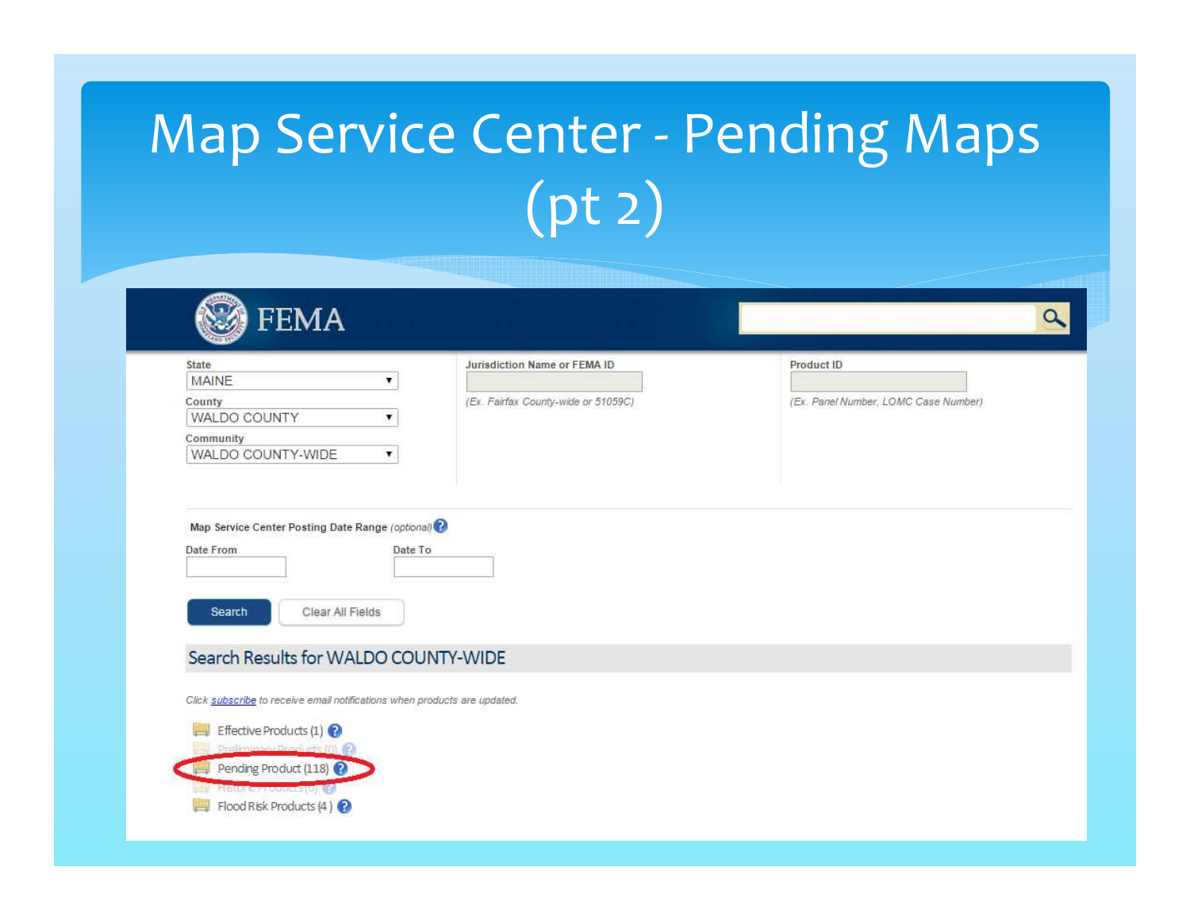# Map Service Center - Pending Maps (pt 2)

FEMA

State: MAINE

County: WALDO COUNTY

Community: WALDO COUNTY-WIDE

Jurisdiction Name or FEMA ID

(Ex. Fairfax County-wide or 51059C)

Product ID

(Ex. Panel Number, LOMC Case Number)

Map Service Center Posting Date Range *(optional)*

Date From

Date To

Search | Clear All Fields

## Search Results for WALDO COUNTY-WIDE

*Click subscribe to receive email notifications when products are updated.*

- Effective Products (1)
- Preliminary Products (0)
- Pending Product (118)
- Historic Products (0)
- Flood Risk Products (4 )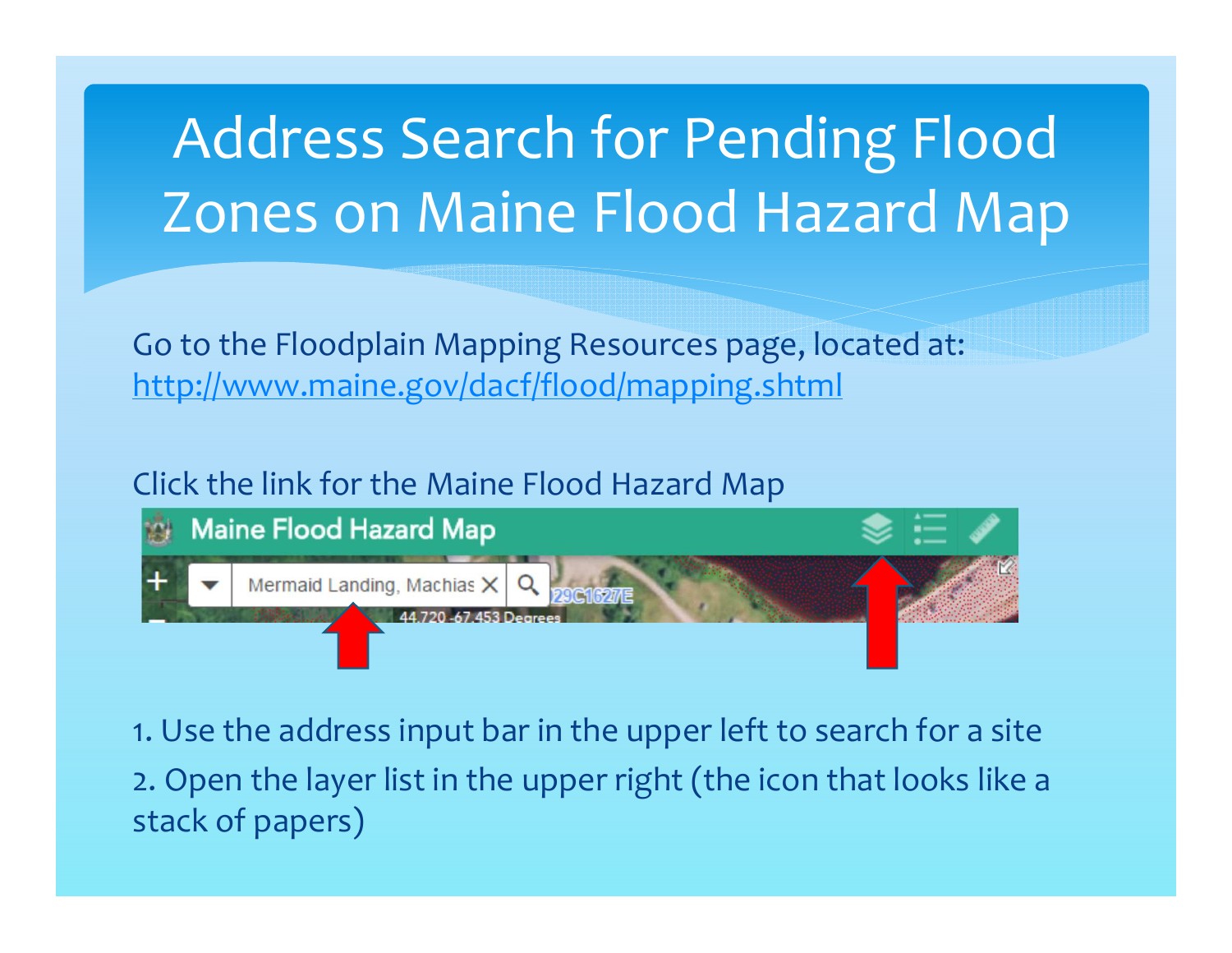# Address Search for Pending Flood Zones on Maine Flood Hazard Map

Go to the Floodplain Mapping Resources page, located at: http://www.maine.gov/dacf/flood/mapping.shtml

Click the link for the Maine Flood Hazard Map

1. Use the address input bar in the upper left to search for a site
2. Open the layer list in the upper right (the icon that looks like a stack of papers)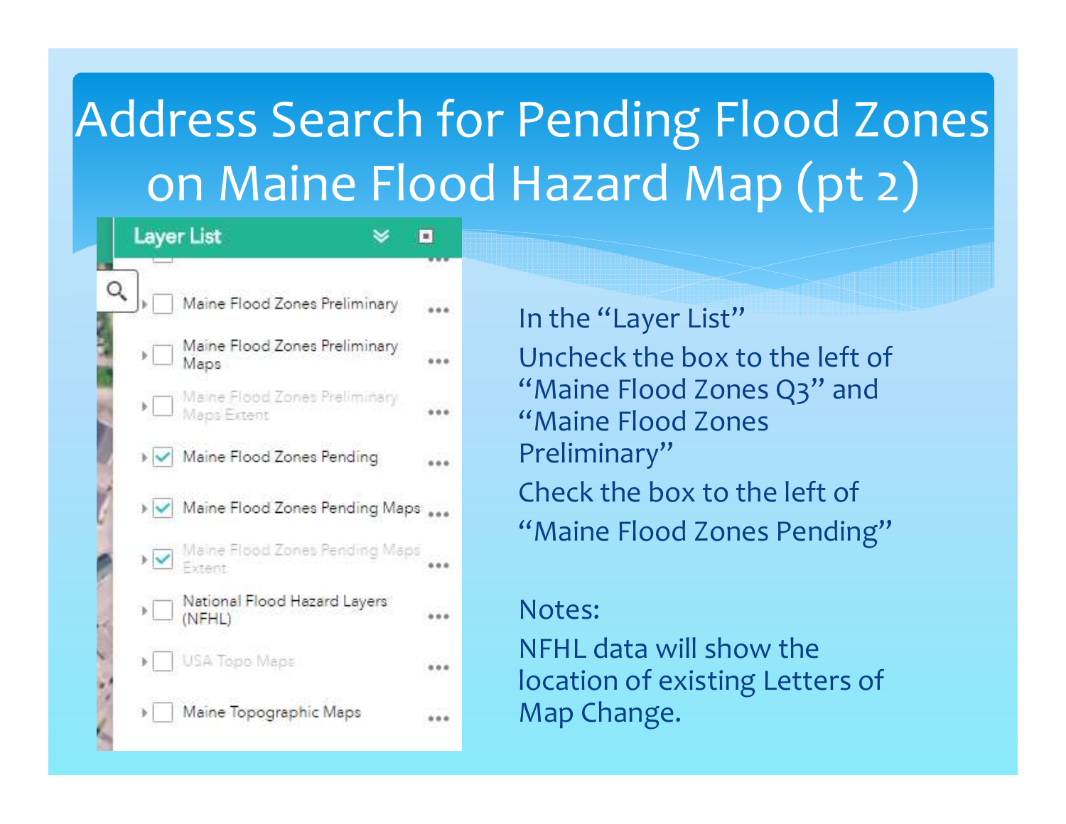# Address Search for Pending Flood Zones on Maine Flood Hazard Map (pt 2)

Layer List

- ☐ Maine Flood Zones Preliminary
- ☐ Maine Flood Zones Preliminary Maps
- ☐ Maine Flood Zones Preliminary Maps Extent
- ☑ Maine Flood Zones Pending
- ☑ Maine Flood Zones Pending Maps
- ☑ Maine Flood Zones Pending Maps Extent
- ☐ National Flood Hazard Layers (NFHL)
- ☐ USA Topo Maps
- ☐ Maine Topographic Maps

In the "Layer List"

Uncheck the box to the left of "Maine Flood Zones Q3" and "Maine Flood Zones Preliminary"

Check the box to the left of "Maine Flood Zones Pending"

Notes:

NFHL data will show the location of existing Letters of Map Change.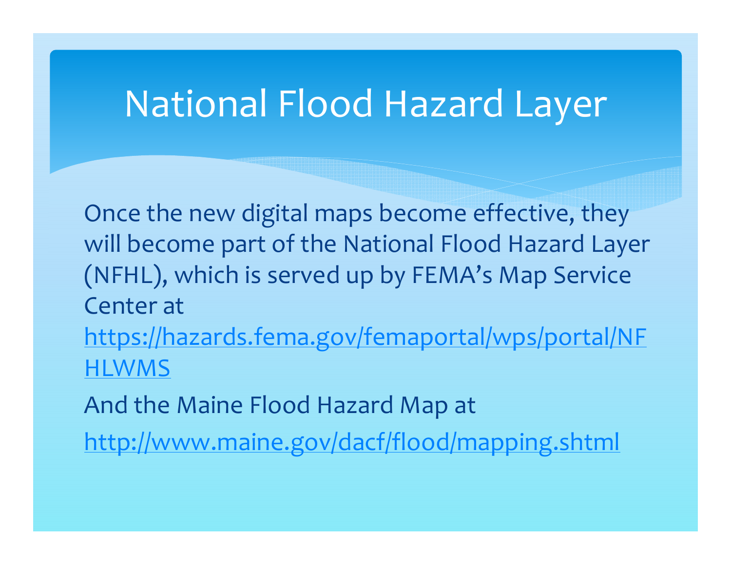# National Flood Hazard Layer

Once the new digital maps become effective, they will become part of the National Flood Hazard Layer (NFHL), which is served up by FEMA's Map Service Center at

https://hazards.fema.gov/femaportal/wps/portal/NFHLWMS

And the Maine Flood Hazard Map at

http://www.maine.gov/dacf/flood/mapping.shtml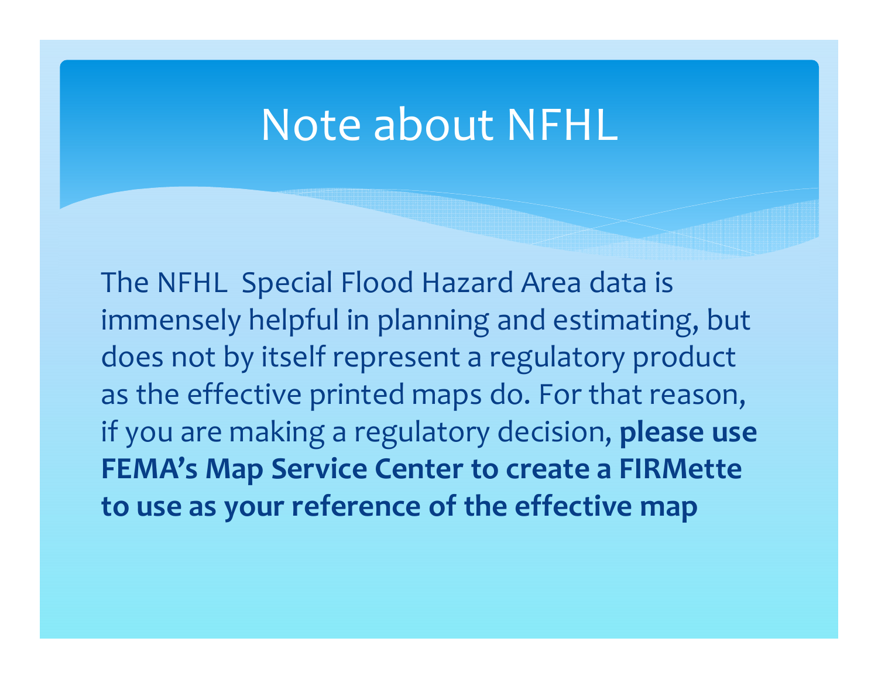# Note about NFHL

The NFHL Special Flood Hazard Area data is immensely helpful in planning and estimating, but does not by itself represent a regulatory product as the effective printed maps do. For that reason, if you are making a regulatory decision, **please use FEMA's Map Service Center to create a FIRMette to use as your reference of the effective map**